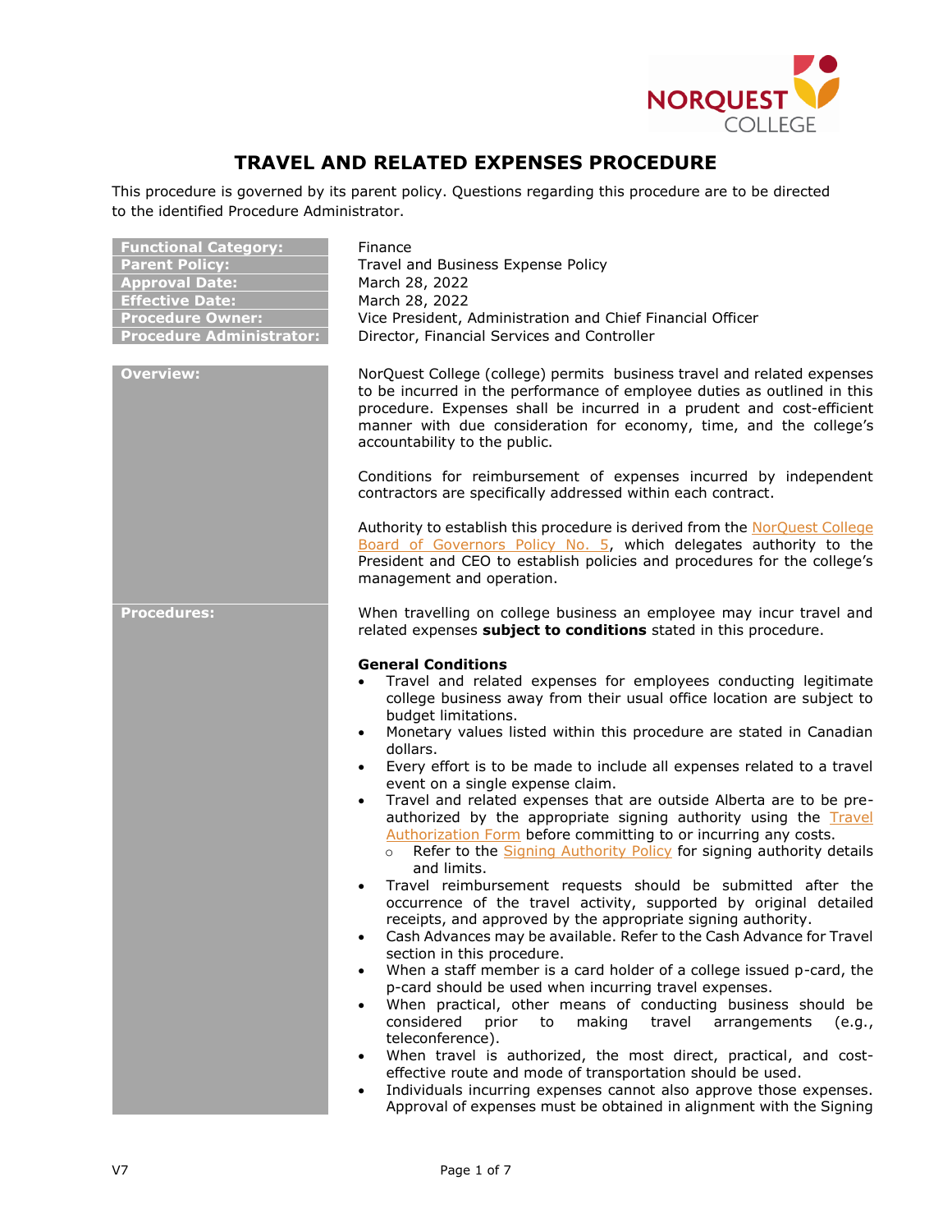# TRAVEL AND RELATED EXPENSES PROCEDURE

This procedure is governed by its parent policy. Questions regarding this procedure are to be directed to the identified Procedure Administrator.

| | |
|---|---|
| **Functional Category:** | Finance |
| **Parent Policy:** | Travel and Business Expense Policy |
| **Approval Date:** | March 28, 2022 |
| **Effective Date:** | March 28, 2022 |
| **Procedure Owner:** | Vice President, Administration and Chief Financial Officer |
| **Procedure Administrator:** | Director, Financial Services and Controller |

## Overview:

NorQuest College (college) permits business travel and related expenses to be incurred in the performance of employee duties as outlined in this procedure. Expenses shall be incurred in a prudent and cost-efficient manner with due consideration for economy, time, and the college's accountability to the public.

Conditions for reimbursement of expenses incurred by independent contractors are specifically addressed within each contract.

Authority to establish this procedure is derived from the NorQuest College Board of Governors Policy No. 5, which delegates authority to the President and CEO to establish policies and procedures for the college's management and operation.

## Procedures:

When travelling on college business an employee may incur travel and related expenses **subject to conditions** stated in this procedure.

**General Conditions**

- Travel and related expenses for employees conducting legitimate college business away from their usual office location are subject to budget limitations.
- Monetary values listed within this procedure are stated in Canadian dollars.
- Every effort is to be made to include all expenses related to a travel event on a single expense claim.
- Travel and related expenses that are outside Alberta are to be pre-authorized by the appropriate signing authority using the Travel Authorization Form before committing to or incurring any costs.
  - Refer to the Signing Authority Policy for signing authority details and limits.
- Travel reimbursement requests should be submitted after the occurrence of the travel activity, supported by original detailed receipts, and approved by the appropriate signing authority.
- Cash Advances may be available. Refer to the Cash Advance for Travel section in this procedure.
- When a staff member is a card holder of a college issued p-card, the p-card should be used when incurring travel expenses.
- When practical, other means of conducting business should be considered prior to making travel arrangements (e.g., teleconference).
- When travel is authorized, the most direct, practical, and cost-effective route and mode of transportation should be used.
- Individuals incurring expenses cannot also approve those expenses. Approval of expenses must be obtained in alignment with the Signing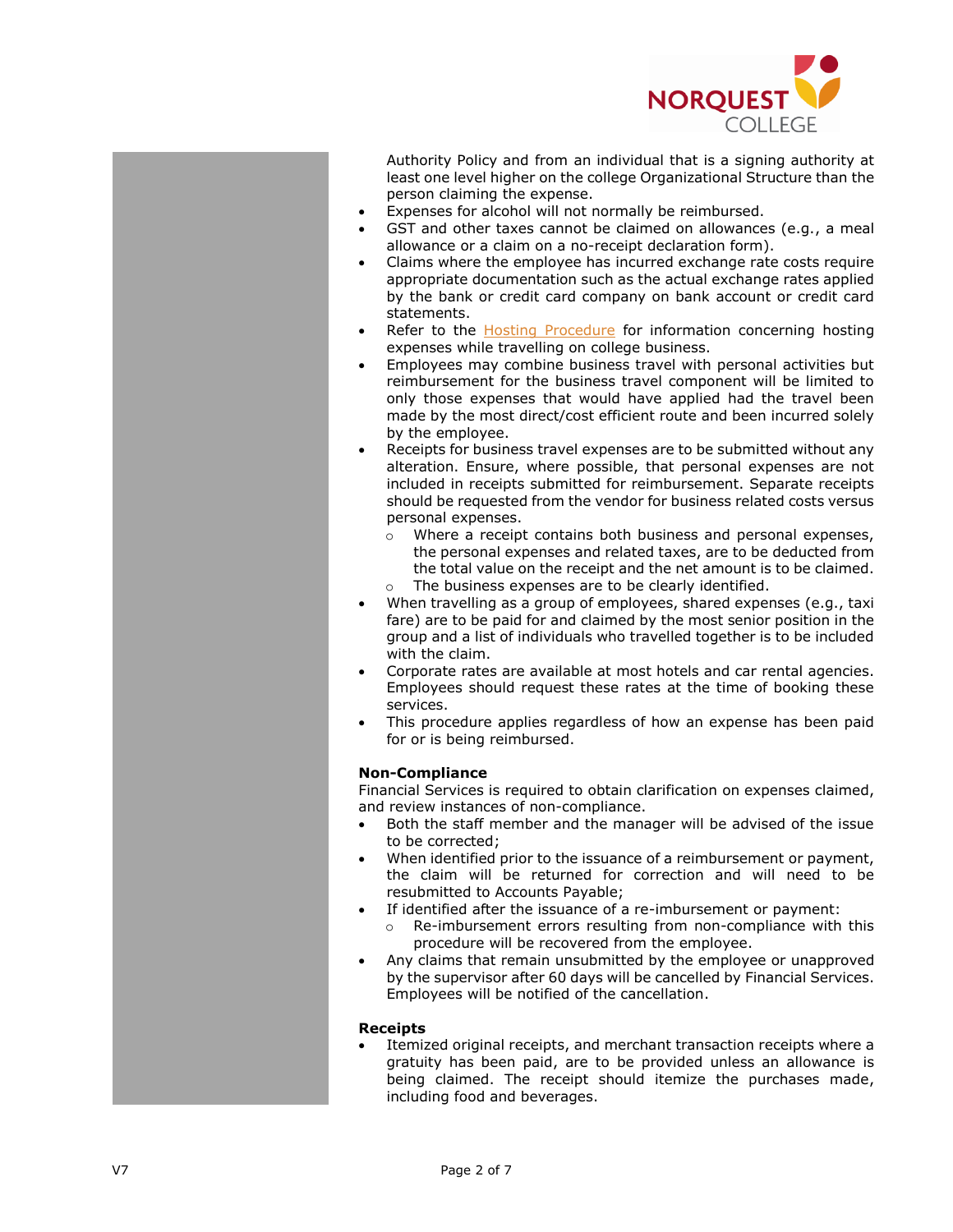Authority Policy and from an individual that is a signing authority at least one level higher on the college Organizational Structure than the person claiming the expense.

- Expenses for alcohol will not normally be reimbursed.
- GST and other taxes cannot be claimed on allowances (e.g., a meal allowance or a claim on a no-receipt declaration form).
- Claims where the employee has incurred exchange rate costs require appropriate documentation such as the actual exchange rates applied by the bank or credit card company on bank account or credit card statements.
- Refer to the Hosting Procedure for information concerning hosting expenses while travelling on college business.
- Employees may combine business travel with personal activities but reimbursement for the business travel component will be limited to only those expenses that would have applied had the travel been made by the most direct/cost efficient route and been incurred solely by the employee.
- Receipts for business travel expenses are to be submitted without any alteration. Ensure, where possible, that personal expenses are not included in receipts submitted for reimbursement. Separate receipts should be requested from the vendor for business related costs versus personal expenses.
  - Where a receipt contains both business and personal expenses, the personal expenses and related taxes, are to be deducted from the total value on the receipt and the net amount is to be claimed.
  - The business expenses are to be clearly identified.
- When travelling as a group of employees, shared expenses (e.g., taxi fare) are to be paid for and claimed by the most senior position in the group and a list of individuals who travelled together is to be included with the claim.
- Corporate rates are available at most hotels and car rental agencies. Employees should request these rates at the time of booking these services.
- This procedure applies regardless of how an expense has been paid for or is being reimbursed.

**Non-Compliance**

Financial Services is required to obtain clarification on expenses claimed, and review instances of non-compliance.

- Both the staff member and the manager will be advised of the issue to be corrected;
- When identified prior to the issuance of a reimbursement or payment, the claim will be returned for correction and will need to be resubmitted to Accounts Payable;
- If identified after the issuance of a re-imbursement or payment:
  - Re-imbursement errors resulting from non-compliance with this procedure will be recovered from the employee.
- Any claims that remain unsubmitted by the employee or unapproved by the supervisor after 60 days will be cancelled by Financial Services. Employees will be notified of the cancellation.

**Receipts**

- Itemized original receipts, and merchant transaction receipts where a gratuity has been paid, are to be provided unless an allowance is being claimed. The receipt should itemize the purchases made, including food and beverages.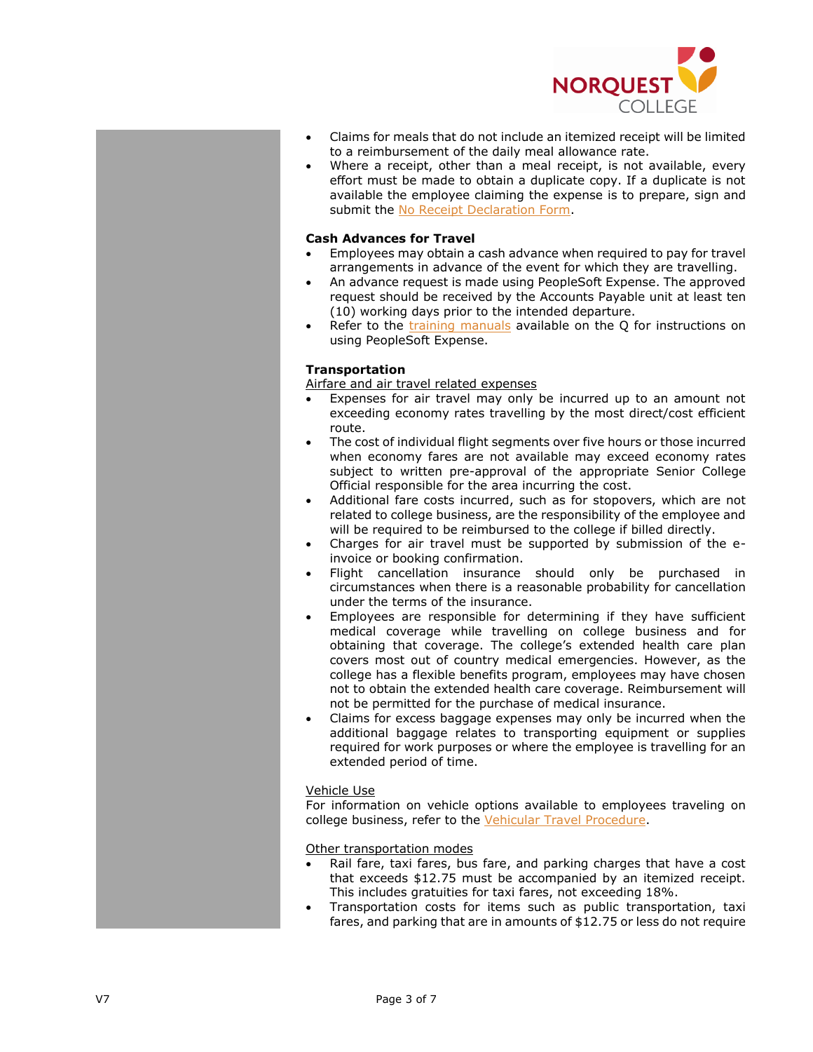- Claims for meals that do not include an itemized receipt will be limited to a reimbursement of the daily meal allowance rate.
- Where a receipt, other than a meal receipt, is not available, every effort must be made to obtain a duplicate copy. If a duplicate is not available the employee claiming the expense is to prepare, sign and submit the No Receipt Declaration Form.

**Cash Advances for Travel**

- Employees may obtain a cash advance when required to pay for travel arrangements in advance of the event for which they are travelling.
- An advance request is made using PeopleSoft Expense. The approved request should be received by the Accounts Payable unit at least ten (10) working days prior to the intended departure.
- Refer to the training manuals available on the Q for instructions on using PeopleSoft Expense.

**Transportation**

Airfare and air travel related expenses

- Expenses for air travel may only be incurred up to an amount not exceeding economy rates travelling by the most direct/cost efficient route.
- The cost of individual flight segments over five hours or those incurred when economy fares are not available may exceed economy rates subject to written pre-approval of the appropriate Senior College Official responsible for the area incurring the cost.
- Additional fare costs incurred, such as for stopovers, which are not related to college business, are the responsibility of the employee and will be required to be reimbursed to the college if billed directly.
- Charges for air travel must be supported by submission of the e-invoice or booking confirmation.
- Flight cancellation insurance should only be purchased in circumstances when there is a reasonable probability for cancellation under the terms of the insurance.
- Employees are responsible for determining if they have sufficient medical coverage while travelling on college business and for obtaining that coverage. The college's extended health care plan covers most out of country medical emergencies. However, as the college has a flexible benefits program, employees may have chosen not to obtain the extended health care coverage. Reimbursement will not be permitted for the purchase of medical insurance.
- Claims for excess baggage expenses may only be incurred when the additional baggage relates to transporting equipment or supplies required for work purposes or where the employee is travelling for an extended period of time.

Vehicle Use

For information on vehicle options available to employees traveling on college business, refer to the Vehicular Travel Procedure.

Other transportation modes

- Rail fare, taxi fares, bus fare, and parking charges that have a cost that exceeds $12.75 must be accompanied by an itemized receipt. This includes gratuities for taxi fares, not exceeding 18%.
- Transportation costs for items such as public transportation, taxi fares, and parking that are in amounts of $12.75 or less do not require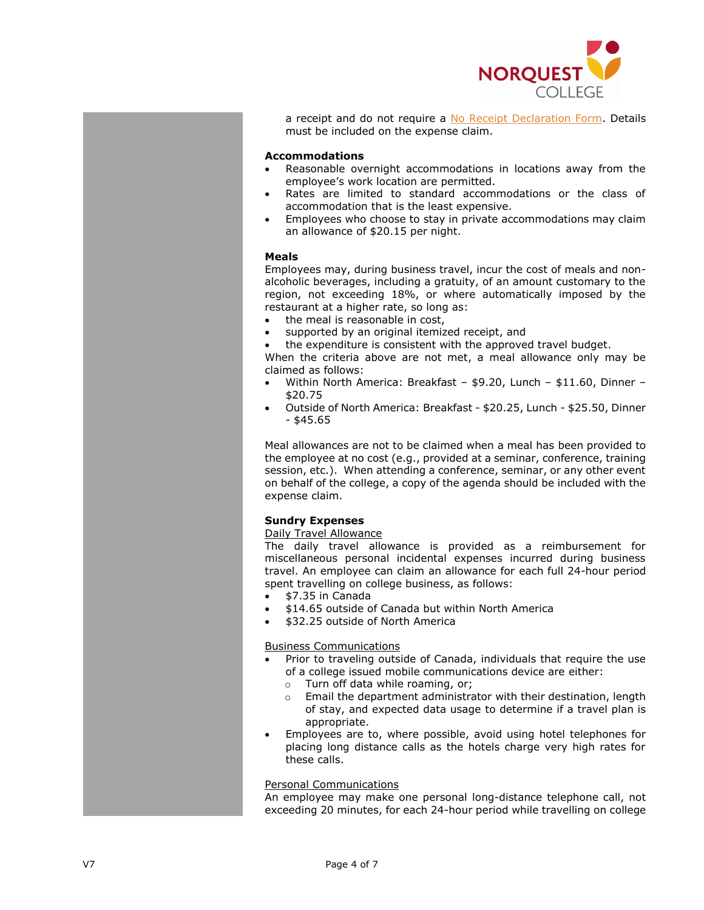a receipt and do not require a No Receipt Declaration Form. Details must be included on the expense claim.

**Accommodations**

- Reasonable overnight accommodations in locations away from the employee's work location are permitted.
- Rates are limited to standard accommodations or the class of accommodation that is the least expensive.
- Employees who choose to stay in private accommodations may claim an allowance of $20.15 per night.

**Meals**

Employees may, during business travel, incur the cost of meals and non-alcoholic beverages, including a gratuity, of an amount customary to the region, not exceeding 18%, or where automatically imposed by the restaurant at a higher rate, so long as:

- the meal is reasonable in cost,
- supported by an original itemized receipt, and
- the expenditure is consistent with the approved travel budget.

When the criteria above are not met, a meal allowance only may be claimed as follows:

- Within North America: Breakfast – $9.20, Lunch – $11.60, Dinner – $20.75
- Outside of North America: Breakfast - $20.25, Lunch - $25.50, Dinner - $45.65

Meal allowances are not to be claimed when a meal has been provided to the employee at no cost (e.g., provided at a seminar, conference, training session, etc.). When attending a conference, seminar, or any other event on behalf of the college, a copy of the agenda should be included with the expense claim.

**Sundry Expenses**

Daily Travel Allowance

The daily travel allowance is provided as a reimbursement for miscellaneous personal incidental expenses incurred during business travel. An employee can claim an allowance for each full 24-hour period spent travelling on college business, as follows:

- $7.35 in Canada
- $14.65 outside of Canada but within North America
- $32.25 outside of North America

Business Communications

- Prior to traveling outside of Canada, individuals that require the use of a college issued mobile communications device are either:
  - Turn off data while roaming, or;
  - Email the department administrator with their destination, length of stay, and expected data usage to determine if a travel plan is appropriate.
- Employees are to, where possible, avoid using hotel telephones for placing long distance calls as the hotels charge very high rates for these calls.

Personal Communications

An employee may make one personal long-distance telephone call, not exceeding 20 minutes, for each 24-hour period while travelling on college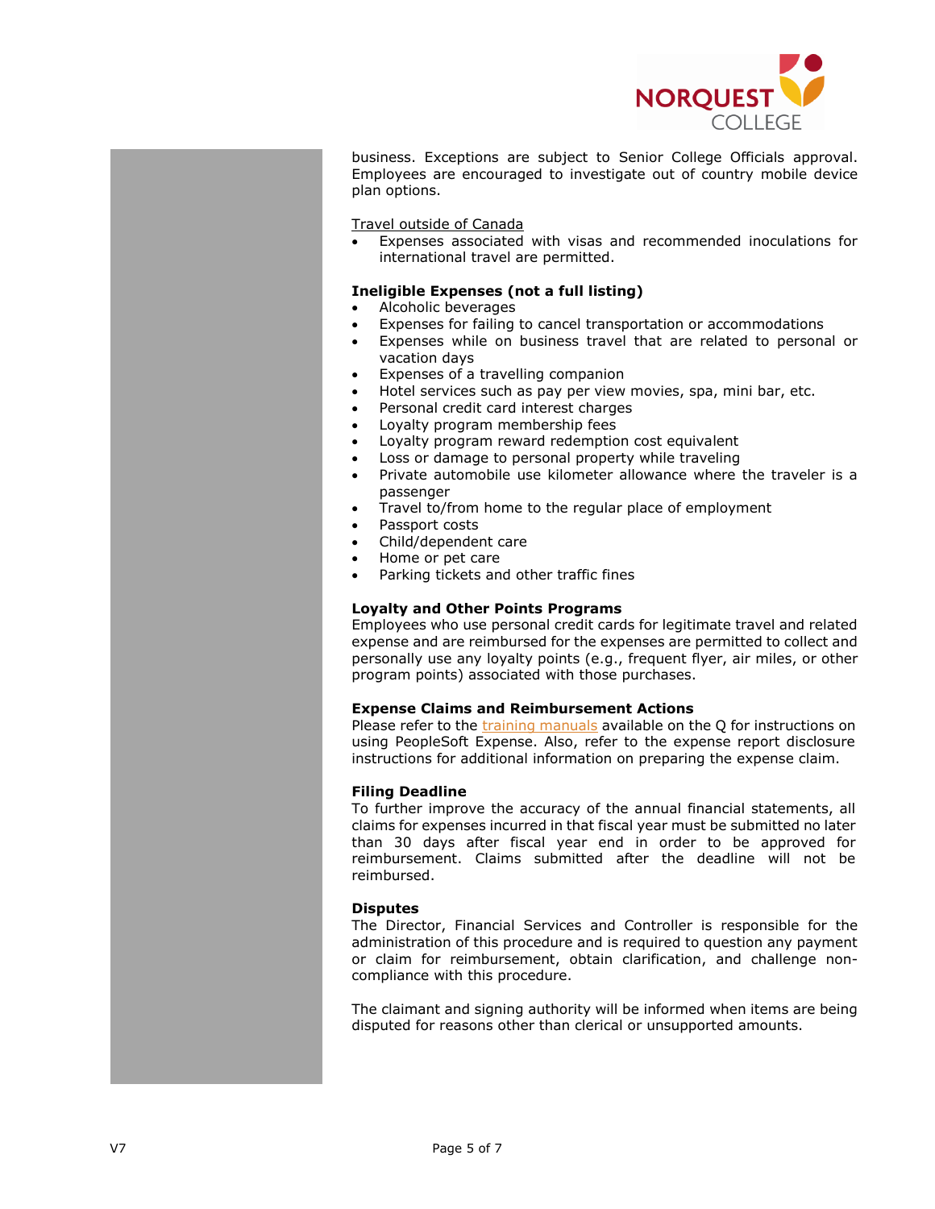business. Exceptions are subject to Senior College Officials approval. Employees are encouraged to investigate out of country mobile device plan options.

Travel outside of Canada

- Expenses associated with visas and recommended inoculations for international travel are permitted.

**Ineligible Expenses (not a full listing)**

- Alcoholic beverages
- Expenses for failing to cancel transportation or accommodations
- Expenses while on business travel that are related to personal or vacation days
- Expenses of a travelling companion
- Hotel services such as pay per view movies, spa, mini bar, etc.
- Personal credit card interest charges
- Loyalty program membership fees
- Loyalty program reward redemption cost equivalent
- Loss or damage to personal property while traveling
- Private automobile use kilometer allowance where the traveler is a passenger
- Travel to/from home to the regular place of employment
- Passport costs
- Child/dependent care
- Home or pet care
- Parking tickets and other traffic fines

**Loyalty and Other Points Programs**

Employees who use personal credit cards for legitimate travel and related expense and are reimbursed for the expenses are permitted to collect and personally use any loyalty points (e.g., frequent flyer, air miles, or other program points) associated with those purchases.

**Expense Claims and Reimbursement Actions**

Please refer to the training manuals available on the Q for instructions on using PeopleSoft Expense. Also, refer to the expense report disclosure instructions for additional information on preparing the expense claim.

**Filing Deadline**

To further improve the accuracy of the annual financial statements, all claims for expenses incurred in that fiscal year must be submitted no later than 30 days after fiscal year end in order to be approved for reimbursement. Claims submitted after the deadline will not be reimbursed.

**Disputes**

The Director, Financial Services and Controller is responsible for the administration of this procedure and is required to question any payment or claim for reimbursement, obtain clarification, and challenge non-compliance with this procedure.

The claimant and signing authority will be informed when items are being disputed for reasons other than clerical or unsupported amounts.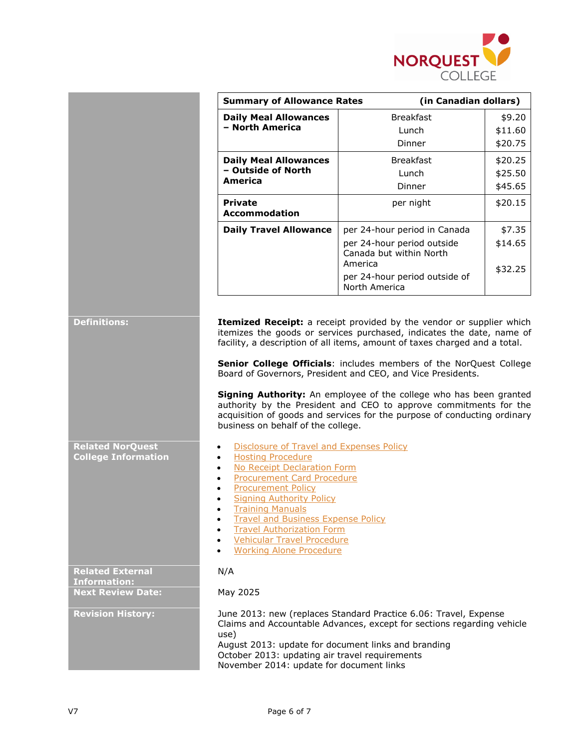| **Summary of Allowance Rates** | | **(in Canadian dollars)** |
|---|---|---|
| **Daily Meal Allowances – North America** | Breakfast | $9.20 |
| | Lunch | $11.60 |
| | Dinner | $20.75 |
| **Daily Meal Allowances – Outside of North America** | Breakfast | $20.25 |
| | Lunch | $25.50 |
| | Dinner | $45.65 |
| **Private Accommodation** | per night | $20.15 |
| **Daily Travel Allowance** | per 24-hour period in Canada | $7.35 |
| | per 24-hour period outside Canada but within North America | $14.65 |
| | per 24-hour period outside of North America | $32.25 |

**Definitions:**

**Itemized Receipt:** a receipt provided by the vendor or supplier which itemizes the goods or services purchased, indicates the date, name of facility, a description of all items, amount of taxes charged and a total.

**Senior College Officials**: includes members of the NorQuest College Board of Governors, President and CEO, and Vice Presidents.

**Signing Authority:** An employee of the college who has been granted authority by the President and CEO to approve commitments for the acquisition of goods and services for the purpose of conducting ordinary business on behalf of the college.

**Related NorQuest College Information**

- Disclosure of Travel and Expenses Policy
- Hosting Procedure
- No Receipt Declaration Form
- Procurement Card Procedure
- Procurement Policy
- Signing Authority Policy
- Training Manuals
- Travel and Business Expense Policy
- Travel Authorization Form
- Vehicular Travel Procedure
- Working Alone Procedure

**Related External Information:** N/A

**Next Review Date:** May 2025

**Revision History:**

June 2013: new (replaces Standard Practice 6.06: Travel, Expense Claims and Accountable Advances, except for sections regarding vehicle use)
August 2013: update for document links and branding
October 2013: updating air travel requirements
November 2014: update for document links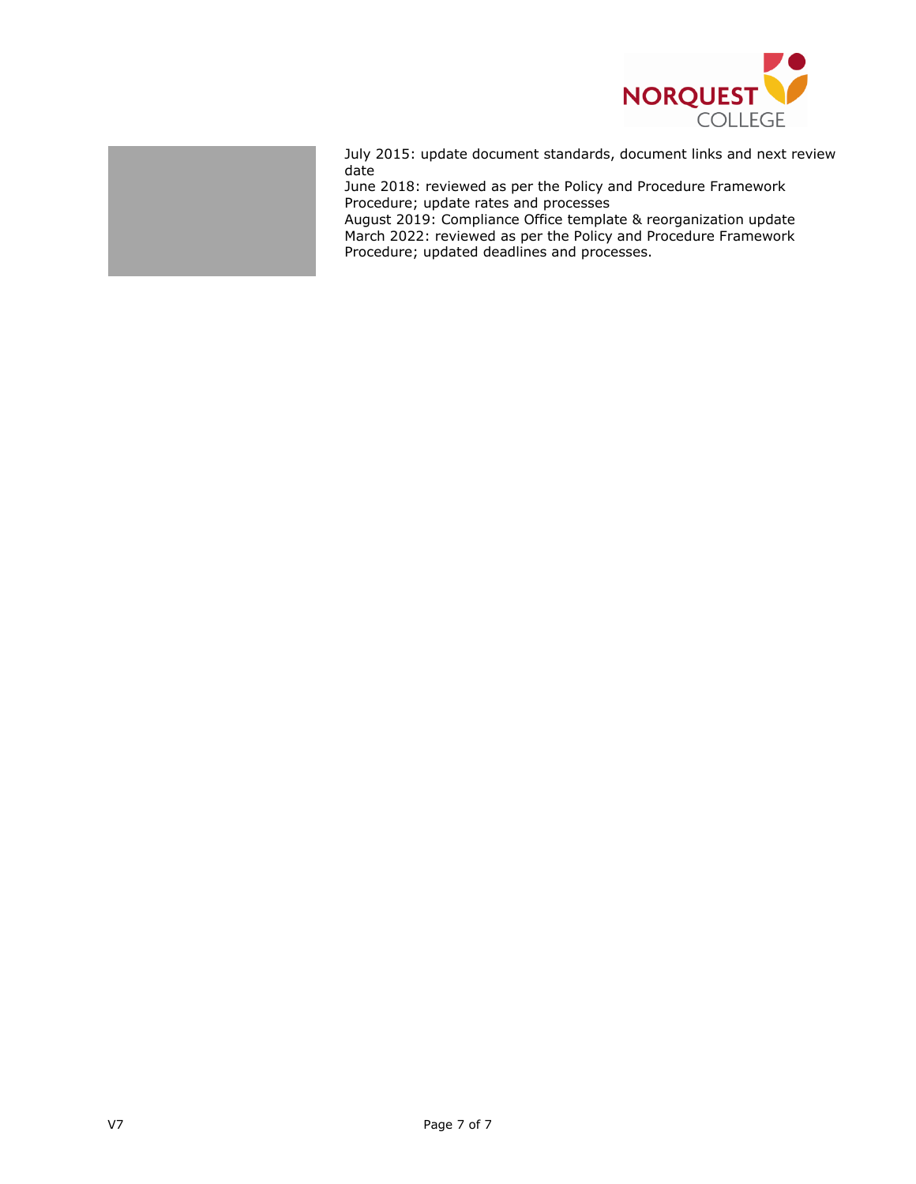| | |
|---|---|
| | July 2015: update document standards, document links and next review date<br>June 2018: reviewed as per the Policy and Procedure Framework Procedure; update rates and processes<br>August 2019: Compliance Office template & reorganization update<br>March 2022: reviewed as per the Policy and Procedure Framework Procedure; updated deadlines and processes. |